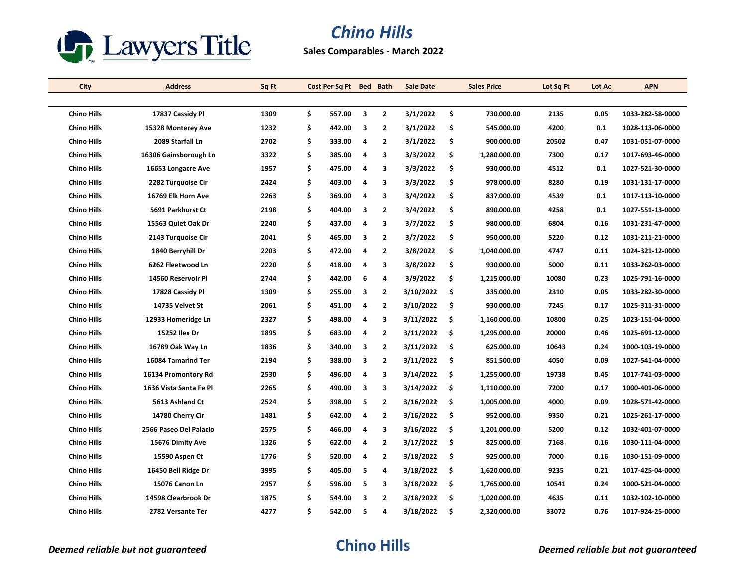Lawyers Title

# Chino Hills

**Sales Comparables - March 2022**

| City | Address | Sq Ft | Cost Per Sq Ft | Bed | Bath | Sale Date | Sales Price | Lot Sq Ft | Lot Ac | APN |
|---|---|---|---|---|---|---|---|---|---|---|
| Chino Hills | 17837 Cassidy Pl | 1309 | $ 557.00 | 3 | 2 | 3/1/2022 | $ 730,000.00 | 2135 | 0.05 | 1033-282-58-0000 |
| Chino Hills | 15328 Monterey Ave | 1232 | $ 442.00 | 3 | 2 | 3/1/2022 | $ 545,000.00 | 4200 | 0.1 | 1028-113-06-0000 |
| Chino Hills | 2089 Starfall Ln | 2702 | $ 333.00 | 4 | 2 | 3/1/2022 | $ 900,000.00 | 20502 | 0.47 | 1031-051-07-0000 |
| Chino Hills | 16306 Gainsborough Ln | 3322 | $ 385.00 | 4 | 3 | 3/3/2022 | $ 1,280,000.00 | 7300 | 0.17 | 1017-693-46-0000 |
| Chino Hills | 16653 Longacre Ave | 1957 | $ 475.00 | 4 | 3 | 3/3/2022 | $ 930,000.00 | 4512 | 0.1 | 1027-521-30-0000 |
| Chino Hills | 2282 Turquoise Cir | 2424 | $ 403.00 | 4 | 3 | 3/3/2022 | $ 978,000.00 | 8280 | 0.19 | 1031-131-17-0000 |
| Chino Hills | 16769 Elk Horn Ave | 2263 | $ 369.00 | 4 | 3 | 3/4/2022 | $ 837,000.00 | 4539 | 0.1 | 1017-113-10-0000 |
| Chino Hills | 5691 Parkhurst Ct | 2198 | $ 404.00 | 3 | 2 | 3/4/2022 | $ 890,000.00 | 4258 | 0.1 | 1027-551-13-0000 |
| Chino Hills | 15563 Quiet Oak Dr | 2240 | $ 437.00 | 4 | 3 | 3/7/2022 | $ 980,000.00 | 6804 | 0.16 | 1031-231-47-0000 |
| Chino Hills | 2143 Turquoise Cir | 2041 | $ 465.00 | 3 | 2 | 3/7/2022 | $ 950,000.00 | 5220 | 0.12 | 1031-211-21-0000 |
| Chino Hills | 1840 Berryhill Dr | 2203 | $ 472.00 | 4 | 2 | 3/8/2022 | $ 1,040,000.00 | 4747 | 0.11 | 1024-321-12-0000 |
| Chino Hills | 6262 Fleetwood Ln | 2220 | $ 418.00 | 4 | 3 | 3/8/2022 | $ 930,000.00 | 5000 | 0.11 | 1033-262-03-0000 |
| Chino Hills | 14560 Reservoir Pl | 2744 | $ 442.00 | 6 | 4 | 3/9/2022 | $ 1,215,000.00 | 10080 | 0.23 | 1025-791-16-0000 |
| Chino Hills | 17828 Cassidy Pl | 1309 | $ 255.00 | 3 | 2 | 3/10/2022 | $ 335,000.00 | 2310 | 0.05 | 1033-282-30-0000 |
| Chino Hills | 14735 Velvet St | 2061 | $ 451.00 | 4 | 2 | 3/10/2022 | $ 930,000.00 | 7245 | 0.17 | 1025-311-31-0000 |
| Chino Hills | 12933 Homeridge Ln | 2327 | $ 498.00 | 4 | 3 | 3/11/2022 | $ 1,160,000.00 | 10800 | 0.25 | 1023-151-04-0000 |
| Chino Hills | 15252 Ilex Dr | 1895 | $ 683.00 | 4 | 2 | 3/11/2022 | $ 1,295,000.00 | 20000 | 0.46 | 1025-691-12-0000 |
| Chino Hills | 16789 Oak Way Ln | 1836 | $ 340.00 | 3 | 2 | 3/11/2022 | $ 625,000.00 | 10643 | 0.24 | 1000-103-19-0000 |
| Chino Hills | 16084 Tamarind Ter | 2194 | $ 388.00 | 3 | 2 | 3/11/2022 | $ 851,500.00 | 4050 | 0.09 | 1027-541-04-0000 |
| Chino Hills | 16134 Promontory Rd | 2530 | $ 496.00 | 4 | 3 | 3/14/2022 | $ 1,255,000.00 | 19738 | 0.45 | 1017-741-03-0000 |
| Chino Hills | 1636 Vista Santa Fe Pl | 2265 | $ 490.00 | 3 | 3 | 3/14/2022 | $ 1,110,000.00 | 7200 | 0.17 | 1000-401-06-0000 |
| Chino Hills | 5613 Ashland Ct | 2524 | $ 398.00 | 5 | 2 | 3/16/2022 | $ 1,005,000.00 | 4000 | 0.09 | 1028-571-42-0000 |
| Chino Hills | 14780 Cherry Cir | 1481 | $ 642.00 | 4 | 2 | 3/16/2022 | $ 952,000.00 | 9350 | 0.21 | 1025-261-17-0000 |
| Chino Hills | 2566 Paseo Del Palacio | 2575 | $ 466.00 | 4 | 3 | 3/16/2022 | $ 1,201,000.00 | 5200 | 0.12 | 1032-401-07-0000 |
| Chino Hills | 15676 Dimity Ave | 1326 | $ 622.00 | 4 | 2 | 3/17/2022 | $ 825,000.00 | 7168 | 0.16 | 1030-111-04-0000 |
| Chino Hills | 15590 Aspen Ct | 1776 | $ 520.00 | 4 | 2 | 3/18/2022 | $ 925,000.00 | 7000 | 0.16 | 1030-151-09-0000 |
| Chino Hills | 16450 Bell Ridge Dr | 3995 | $ 405.00 | 5 | 4 | 3/18/2022 | $ 1,620,000.00 | 9235 | 0.21 | 1017-425-04-0000 |
| Chino Hills | 15076 Canon Ln | 2957 | $ 596.00 | 5 | 3 | 3/18/2022 | $ 1,765,000.00 | 10541 | 0.24 | 1000-521-04-0000 |
| Chino Hills | 14598 Clearbrook Dr | 1875 | $ 544.00 | 3 | 2 | 3/18/2022 | $ 1,020,000.00 | 4635 | 0.11 | 1032-102-10-0000 |
| Chino Hills | 2782 Versante Ter | 4277 | $ 542.00 | 5 | 4 | 3/18/2022 | $ 2,320,000.00 | 33072 | 0.76 | 1017-924-25-0000 |

*Deemed reliable but not guaranteed* **Chino Hills** *Deemed reliable but not guaranteed*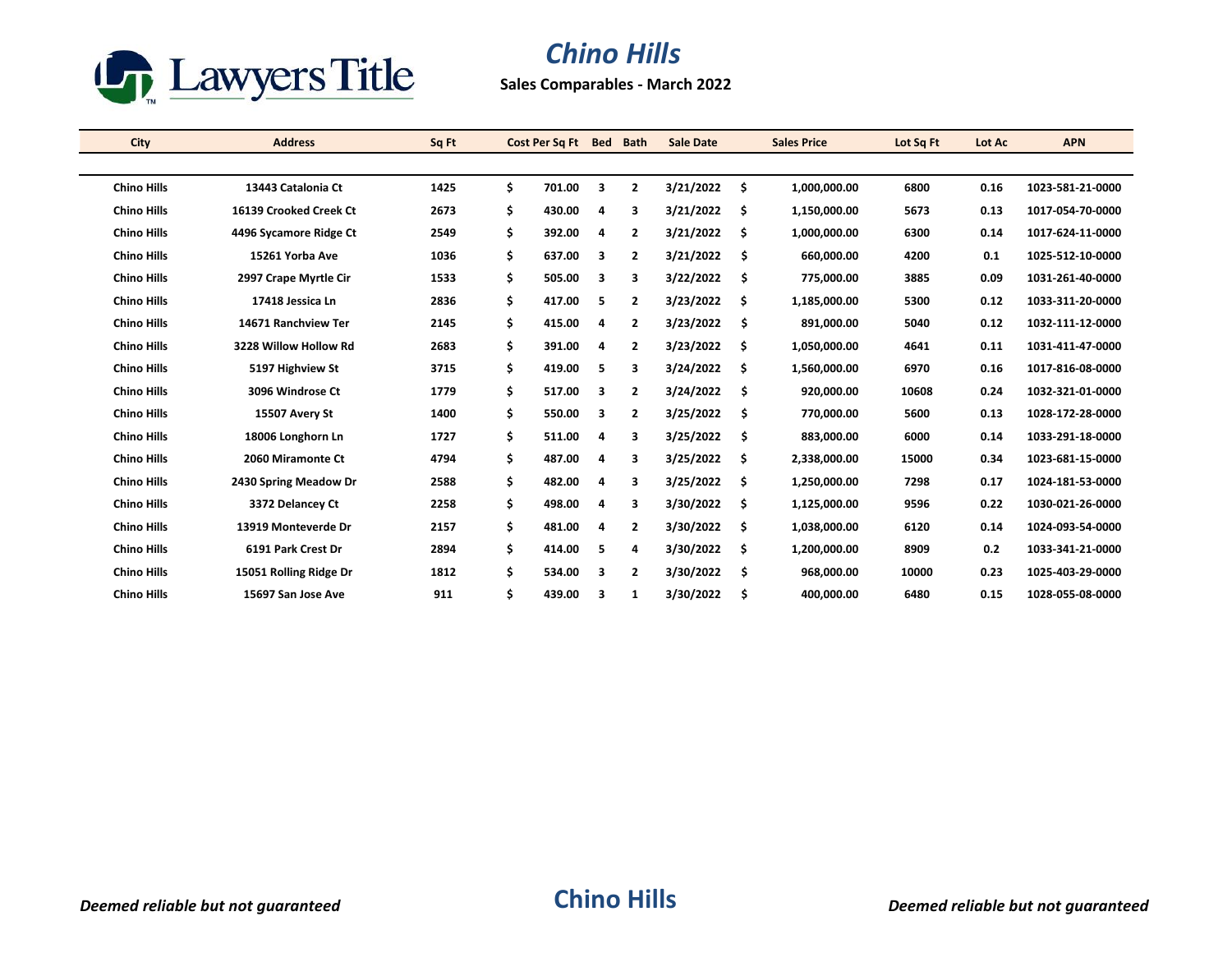Lawyers Title

# Chino Hills

**Sales Comparables - March 2022**

| City | Address | Sq Ft | Cost Per Sq Ft | Bed | Bath | Sale Date | Sales Price | Lot Sq Ft | Lot Ac | APN |
|---|---|---|---|---|---|---|---|---|---|---|
| Chino Hills | 13443 Catalonia Ct | 1425 | $ 701.00 | 3 | 2 | 3/21/2022 | $ 1,000,000.00 | 6800 | 0.16 | 1023-581-21-0000 |
| Chino Hills | 16139 Crooked Creek Ct | 2673 | $ 430.00 | 4 | 3 | 3/21/2022 | $ 1,150,000.00 | 5673 | 0.13 | 1017-054-70-0000 |
| Chino Hills | 4496 Sycamore Ridge Ct | 2549 | $ 392.00 | 4 | 2 | 3/21/2022 | $ 1,000,000.00 | 6300 | 0.14 | 1017-624-11-0000 |
| Chino Hills | 15261 Yorba Ave | 1036 | $ 637.00 | 3 | 2 | 3/21/2022 | $ 660,000.00 | 4200 | 0.1 | 1025-512-10-0000 |
| Chino Hills | 2997 Crape Myrtle Cir | 1533 | $ 505.00 | 3 | 3 | 3/22/2022 | $ 775,000.00 | 3885 | 0.09 | 1031-261-40-0000 |
| Chino Hills | 17418 Jessica Ln | 2836 | $ 417.00 | 5 | 2 | 3/23/2022 | $ 1,185,000.00 | 5300 | 0.12 | 1033-311-20-0000 |
| Chino Hills | 14671 Ranchview Ter | 2145 | $ 415.00 | 4 | 2 | 3/23/2022 | $ 891,000.00 | 5040 | 0.12 | 1032-111-12-0000 |
| Chino Hills | 3228 Willow Hollow Rd | 2683 | $ 391.00 | 4 | 2 | 3/23/2022 | $ 1,050,000.00 | 4641 | 0.11 | 1031-411-47-0000 |
| Chino Hills | 5197 Highview St | 3715 | $ 419.00 | 5 | 3 | 3/24/2022 | $ 1,560,000.00 | 6970 | 0.16 | 1017-816-08-0000 |
| Chino Hills | 3096 Windrose Ct | 1779 | $ 517.00 | 3 | 2 | 3/24/2022 | $ 920,000.00 | 10608 | 0.24 | 1032-321-01-0000 |
| Chino Hills | 15507 Avery St | 1400 | $ 550.00 | 3 | 2 | 3/25/2022 | $ 770,000.00 | 5600 | 0.13 | 1028-172-28-0000 |
| Chino Hills | 18006 Longhorn Ln | 1727 | $ 511.00 | 4 | 3 | 3/25/2022 | $ 883,000.00 | 6000 | 0.14 | 1033-291-18-0000 |
| Chino Hills | 2060 Miramonte Ct | 4794 | $ 487.00 | 4 | 3 | 3/25/2022 | $ 2,338,000.00 | 15000 | 0.34 | 1023-681-15-0000 |
| Chino Hills | 2430 Spring Meadow Dr | 2588 | $ 482.00 | 4 | 3 | 3/25/2022 | $ 1,250,000.00 | 7298 | 0.17 | 1024-181-53-0000 |
| Chino Hills | 3372 Delancey Ct | 2258 | $ 498.00 | 4 | 3 | 3/30/2022 | $ 1,125,000.00 | 9596 | 0.22 | 1030-021-26-0000 |
| Chino Hills | 13919 Monteverde Dr | 2157 | $ 481.00 | 4 | 2 | 3/30/2022 | $ 1,038,000.00 | 6120 | 0.14 | 1024-093-54-0000 |
| Chino Hills | 6191 Park Crest Dr | 2894 | $ 414.00 | 5 | 4 | 3/30/2022 | $ 1,200,000.00 | 8909 | 0.2 | 1033-341-21-0000 |
| Chino Hills | 15051 Rolling Ridge Dr | 1812 | $ 534.00 | 3 | 2 | 3/30/2022 | $ 968,000.00 | 10000 | 0.23 | 1025-403-29-0000 |
| Chino Hills | 15697 San Jose Ave | 911 | $ 439.00 | 3 | 1 | 3/30/2022 | $ 400,000.00 | 6480 | 0.15 | 1028-055-08-0000 |

*Deemed reliable but not guaranteed*

**Chino Hills**

*Deemed reliable but not guaranteed*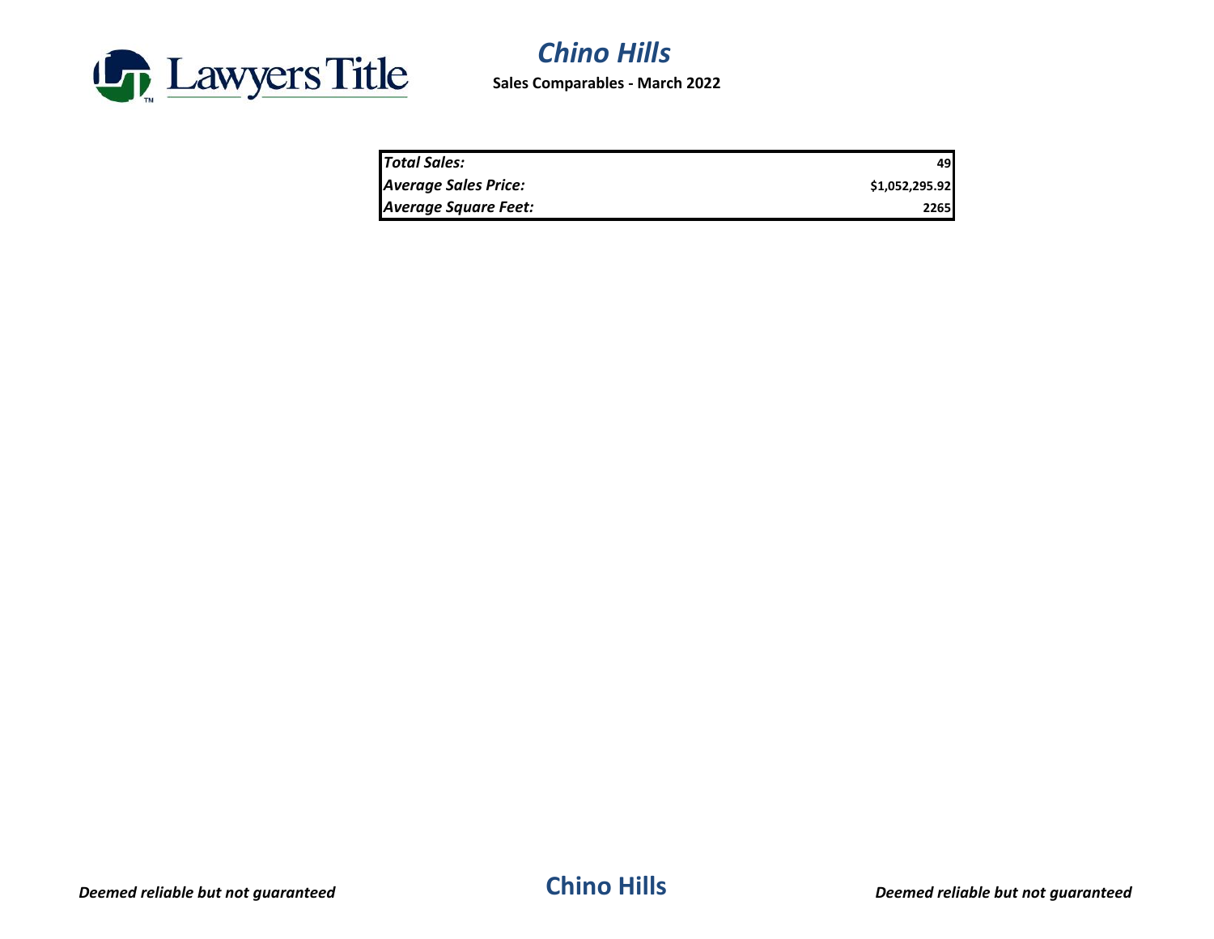# *Chino Hills*

**Sales Comparables - March 2022**

| | |
|---|---|
| ***Total Sales:*** | **49** |
| ***Average Sales Price:*** | **$1,052,295.92** |
| ***Average Square Feet:*** | **2265** |